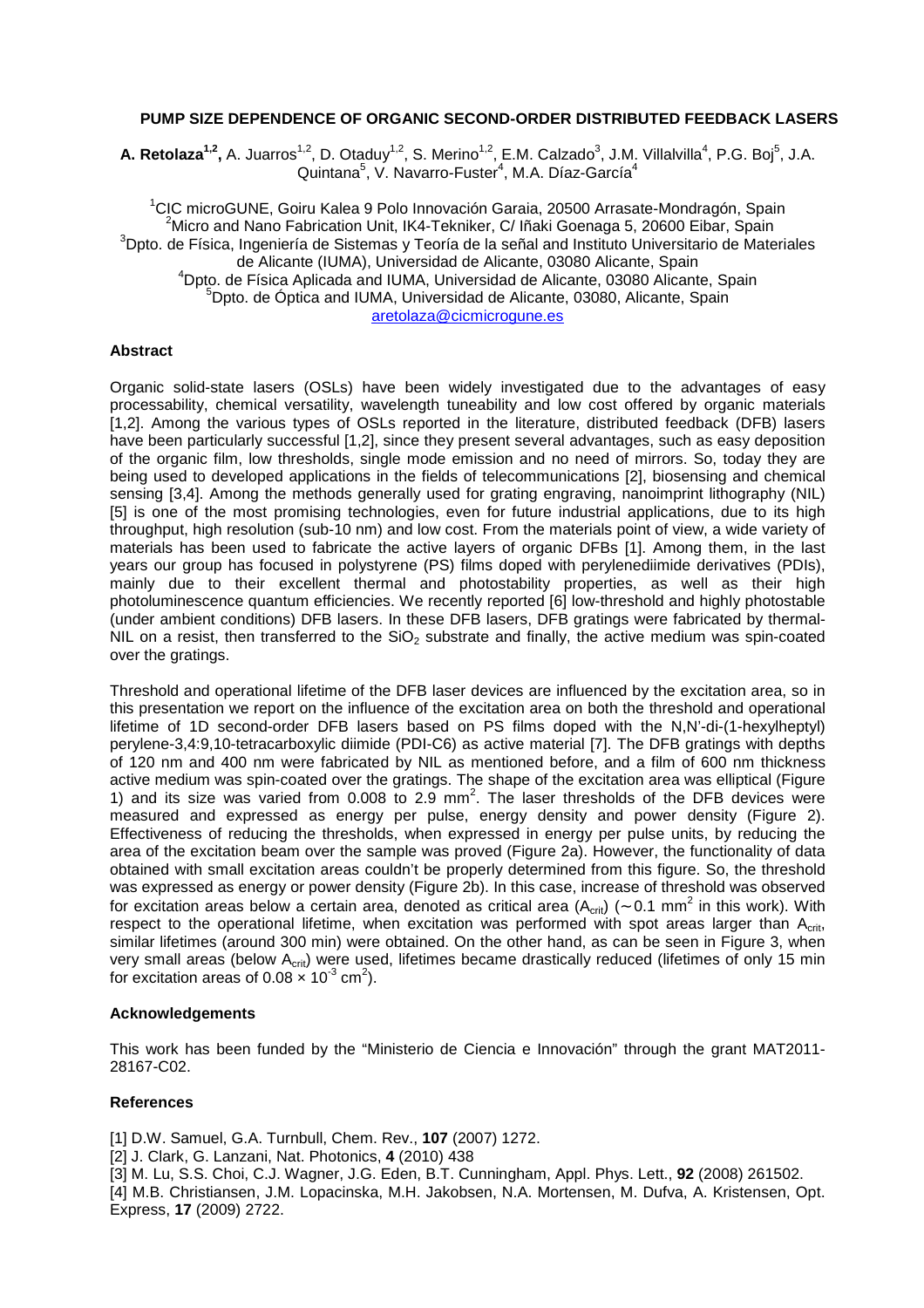# PUMP SIZE DEPENDENCE OF ORGANIC SECOND-ORDER DISTRIBUTED FEEDBACK LASERS

**A. Retolaza[1,2]**, A. Juarros[1,2], D. Otaduy[1,2], S. Merino[1,2], E.M. Calzado[3], J.M. Villalvilla[4], P.G. Boj[5], J.A. Quintana[5], V. Navarro-Fuster[4], M.A. Díaz-García[4]

[1]CIC microGUNE, Goiru Kalea 9 Polo Innovación Garaia, 20500 Arrasate-Mondragón, Spain
[2]Micro and Nano Fabrication Unit, IK4-Tekniker, C/ Iñaki Goenaga 5, 20600 Eibar, Spain
[3]Dpto. de Física, Ingeniería de Sistemas y Teoría de la señal and Instituto Universitario de Materiales de Alicante (IUMA), Universidad de Alicante, 03080 Alicante, Spain
[4]Dpto. de Física Aplicada and IUMA, Universidad de Alicante, 03080 Alicante, Spain
[5]Dpto. de Óptica and IUMA, Universidad de Alicante, 03080, Alicante, Spain
aretolaza@cicmicrogune.es

## Abstract

Organic solid-state lasers (OSLs) have been widely investigated due to the advantages of easy processability, chemical versatility, wavelength tuneability and low cost offered by organic materials [1,2]. Among the various types of OSLs reported in the literature, distributed feedback (DFB) lasers have been particularly successful [1,2], since they present several advantages, such as easy deposition of the organic film, low thresholds, single mode emission and no need of mirrors. So, today they are being used to developed applications in the fields of telecommunications [2], biosensing and chemical sensing [3,4]. Among the methods generally used for grating engraving, nanoimprint lithography (NIL) [5] is one of the most promising technologies, even for future industrial applications, due to its high throughput, high resolution (sub-10 nm) and low cost. From the materials point of view, a wide variety of materials has been used to fabricate the active layers of organic DFBs [1]. Among them, in the last years our group has focused in polystyrene (PS) films doped with perylenediimide derivatives (PDIs), mainly due to their excellent thermal and photostability properties, as well as their high photoluminescence quantum efficiencies. We recently reported [6] low-threshold and highly photostable (under ambient conditions) DFB lasers. In these DFB lasers, DFB gratings were fabricated by thermal-NIL on a resist, then transferred to the $SiO_2$ substrate and finally, the active medium was spin-coated over the gratings.

Threshold and operational lifetime of the DFB laser devices are influenced by the excitation area, so in this presentation we report on the influence of the excitation area on both the threshold and operational lifetime of 1D second-order DFB lasers based on PS films doped with the N,N'-di-(1-hexylheptyl) perylene-3,4:9,10-tetracarboxylic diimide (PDI-C6) as active material [7]. The DFB gratings with depths of 120 nm and 400 nm were fabricated by NIL as mentioned before, and a film of 600 nm thickness active medium was spin-coated over the gratings. The shape of the excitation area was elliptical (Figure 1) and its size was varied from 0.008 to 2.9 $mm^2$. The laser thresholds of the DFB devices were measured and expressed as energy per pulse, energy density and power density (Figure 2). Effectiveness of reducing the thresholds, when expressed in energy per pulse units, by reducing the area of the excitation beam over the sample was proved (Figure 2a). However, the functionality of data obtained with small excitation areas couldn't be properly determined from this figure. So, the threshold was expressed as energy or power density (Figure 2b). In this case, increase of threshold was observed for excitation areas below a certain area, denoted as critical area ($A_{crit}$) ($\sim 0.1$ $mm^2$ in this work). With respect to the operational lifetime, when excitation was performed with spot areas larger than $A_{crit}$, similar lifetimes (around 300 min) were obtained. On the other hand, as can be seen in Figure 3, when very small areas (below $A_{crit}$) were used, lifetimes became drastically reduced (lifetimes of only 15 min for excitation areas of $0.08 \times 10^{-3}$ $cm^2$).

## Acknowledgements

This work has been funded by the "Ministerio de Ciencia e Innovación" through the grant MAT2011-28167-C02.

## References

[1] D.W. Samuel, G.A. Turnbull, Chem. Rev., **107** (2007) 1272.
[2] J. Clark, G. Lanzani, Nat. Photonics, **4** (2010) 438
[3] M. Lu, S.S. Choi, C.J. Wagner, J.G. Eden, B.T. Cunningham, Appl. Phys. Lett., **92** (2008) 261502.
[4] M.B. Christiansen, J.M. Lopacinska, M.H. Jakobsen, N.A. Mortensen, M. Dufva, A. Kristensen, Opt. Express, **17** (2009) 2722.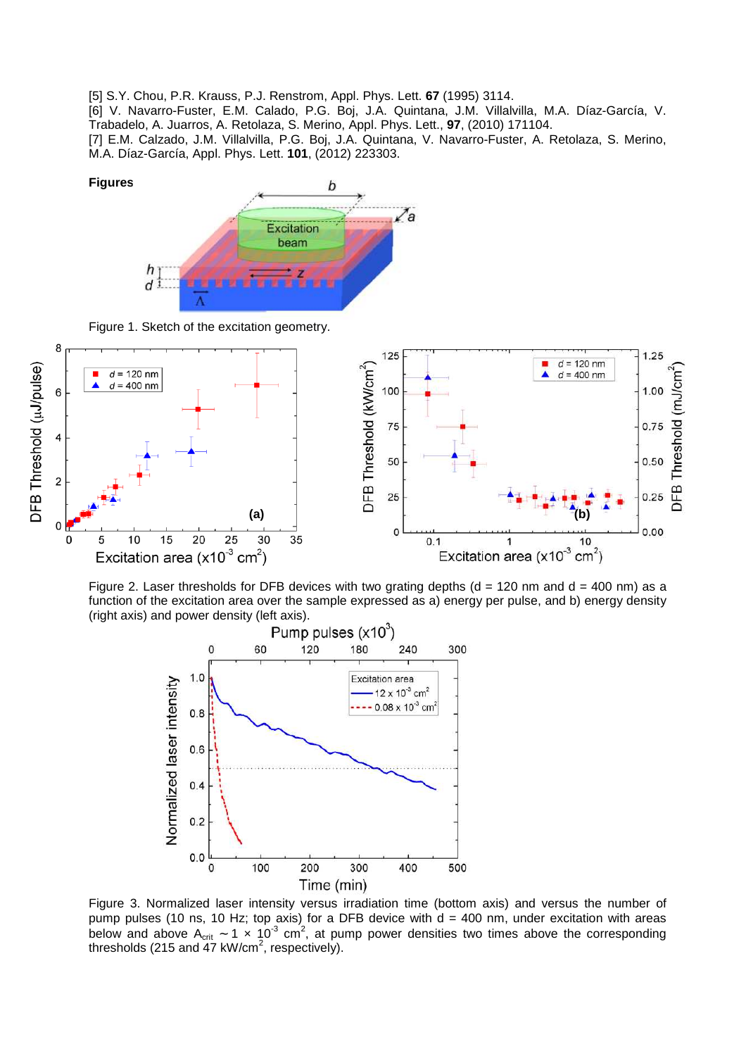[5] S.Y. Chou, P.R. Krauss, P.J. Renstrom, Appl. Phys. Lett. **67** (1995) 3114.
[6] V. Navarro-Fuster, E.M. Calado, P.G. Boj, J.A. Quintana, J.M. Villalvilla, M.A. Díaz-García, V. Trabadelo, A. Juarros, A. Retolaza, S. Merino, Appl. Phys. Lett., **97**, (2010) 171104.
[7] E.M. Calzado, J.M. Villalvilla, P.G. Boj, J.A. Quintana, V. Navarro-Fuster, A. Retolaza, S. Merino, M.A. Díaz-García, Appl. Phys. Lett. **101**, (2012) 223303.

**Figures**

b
a
Excitation beam
h
d
z
Λ

Figure 1. Sketch of the excitation geometry.

(a)
DFB Threshold (μJ/pulse)
Excitation area (x10$^{-3}$ cm$^2$)
d = 120 nm
d = 400 nm
0 5 10 15 20 25 30 35
0 2 4 6 8

(b)
DFB Threshold (kW/cm$^2$)
DFB Threshold (mJ/cm$^2$)
Excitation area (x10$^{-3}$ cm$^2$)
d = 120 nm
d = 400 nm
0.1 1 10
0 25 50 75 100 125
0.00 0.25 0.50 0.75 1.00 1.25

Figure 2. Laser thresholds for DFB devices with two grating depths (d = 120 nm and d = 400 nm) as a function of the excitation area over the sample expressed as a) energy per pulse, and b) energy density (right axis) and power density (left axis).

Pump pulses (x10$^3$)
0 60 120 180 240 300
Normalized laser intensity
0.0 0.2 0.4 0.6 0.8 1.0
Time (min)
0 100 200 300 400 500
Excitation area
12 x 10$^{-3}$ cm$^2$
0.08 x 10$^{-3}$ cm$^2$

Figure 3. Normalized laser intensity versus irradiation time (bottom axis) and versus the number of pump pulses (10 ns, 10 Hz; top axis) for a DFB device with d = 400 nm, under excitation with areas below and above $A_{crit}$ ~ 1 × 10$^{-3}$ cm$^2$, at pump power densities two times above the corresponding thresholds (215 and 47 kW/cm$^2$, respectively).